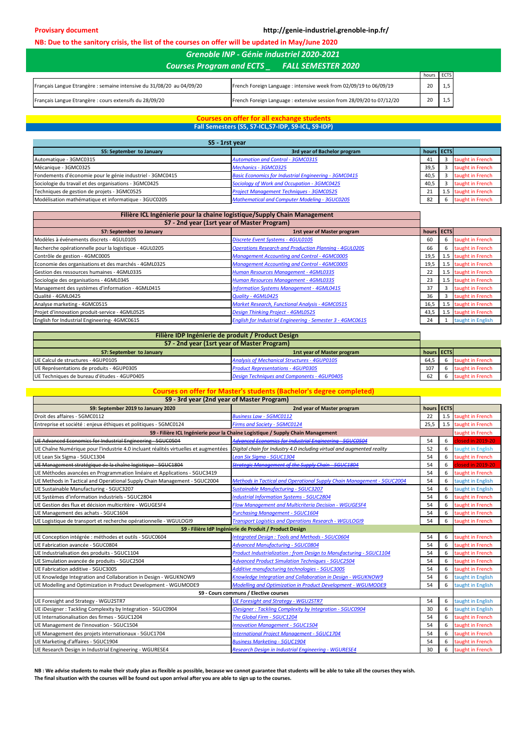**Provisary document** http://genie-industriel.grenoble-inp.fr/

**NB: Due to the sanitory crisis, the list of the courses on offer will be updated in May/June 2020**

## Grenoble INP - Génie industriel 2020-2021

## Courses Program and ECTS _ FALL SEMESTER 2020

| | | hours | ECTS |
|---|---|---|---|
| Français Langue Etrangère : semaine intensive du 31/08/20 au 04/09/20 | French Foreign Language : intensive week from 02/09/19 to 06/09/19 | 20 | 1,5 |
| Français Langue Etrangère : cours extensifs du 28/09/20 | French Foreign Language : extensive session from 28/09/20 to 07/12/20 | 20 | 1,5 |

**Courses on offer for all exchange students**

**Fall Semesters (S5, S7-ICL,S7-IDP, S9-ICL, S9-IDP)**

| S5 - 1rst year | | | | |
|---|---|---|---|---|
| **S5: September to January** | **3rd year of Bachelor program** | **hours** | **ECTS** | |
| Automatique - 3GMC0315 | *Automation and Control - 3GMC0315* | 41 | 3 | taught in French |
| Mécanique - 3GMC0325 | *Mechanics - 3GMC0325* | 39,5 | 3 | taught in French |
| Fondements d'économie pour le génie industriel - 3GMC0415 | *Basic Economics for Industrial Engineering - 3GMC0415* | 40,5 | 3 | taught in French |
| Sociologie du travail et des organisations - 3GMC0425 | *Sociology of Work and Occupation - 3GMC0425* | 40,5 | 3 | taught in French |
| Techniques de gestion de projets - 3GMC0525 | *Project Management Techniques - 3GMC0525* | 21 | 1.5 | taught in French |
| Modélisation mathématique et informatique - 3GUC0205 | *Mathematical and Computer Modeling - 3GUC0205* | 82 | 6 | taught in French |

| Filière ICL Ingénierie pour la chaine logistique/Supply Chain Management<br>S7 - 2nd year (1rst year of Master Program) | | | | |
|---|---|---|---|---|
| **S7: September to January** | **1rst year of Master program** | **hours** | **ECTS** | |
| Modèles à événements discrets - 4GUL0105 | *Discrete Event Systems - 4GUL0105* | 60 | 6 | taught in French |
| Recherche opérationnelle pour la logistique - 4GUL0205 | *Operations Research and Production Planning - 4GUL0205* | 66 | 6 | taught in French |
| Contrôle de gestion - 4GMC0005 | *Management Accounting and Control - 4GMC0005* | 19,5 | 1.5 | taught in French |
| Economie des organisations et des marchés - 4GML0325 | *Management Accounting and Control - 4GMC0005* | 19,5 | 1.5 | taught in French |
| Gestion des ressources humaines - 4GML0335 | *Human Resources Management - 4GML0335* | 22 | 1.5 | taught in French |
| Sociologie des organisations - 4GML0345 | *Human Resources Management - 4GML0335* | 23 | 1.5 | taught in French |
| Management des systèmes d'information - 4GML0415 | *Information Systems Management - 4GML0415* | 37 | 3 | taught in French |
| Qualité - 4GML0425 | *Quality - 4GML0425* | 36 | 3 | taught in French |
| Analyse marketing - 4GMC0515 | *Market Research, Functional Analysis - 4GMC0515* | 16,5 | 1.5 | taught in French |
| Projet d'innovation produit-service - 4GML0525 | *Design Thinking Project - 4GML0525* | 43,5 | 1.5 | taught in French |
| English for Industrial Engineering- 4GMC0615 | *English for Industrial Engineering - Semester 3 - 4GMC0615* | 24 | 1 | taught in English |

| Filière IDP Ingénierie de produit / Product Design<br>S7 - 2nd year (1rst year of Master Program) | | | | |
|---|---|---|---|---|
| **S7: September to January** | **1rst year of Master program** | **hours** | **ECTS** | |
| UE Calcul de structures - 4GUP0105 | *Analysis of Mechanical Structures - 4GUP0105* | 64,5 | 6 | taught in French |
| UE Représentations de produits - 4GUP0305 | *Product Representations - 4GUP0305* | 107 | 6 | taught in French |
| UE Techniques de bureau d'études - 4GUP0405 | *Design Techniques and Components - 4GUP0405* | 62 | 6 | taught in French |

**Courses on offer for Master's students (Bachelor's degree completed)**

| S9 - 3rd year (2nd year of Master Program) | | | | |
|---|---|---|---|---|
| **S9: September 2019 to January 2020** | **2nd year of Master program** | **hours** | **ECTS** | |
| Droit des affaires - 5GMC0112 | *Business Law - 5GMC0112* | 22 | 1.5 | taught in French |
| Entreprise et société : enjeux éthiques et politiques - 5GMC0124 | *Firms and Society - 5GMC0124* | 25,5 | 1.5 | taught in French |
| **S9 - Filière ICL Ingénierie pour la Chaine Logistique / Supply Chain Management** | | | | taught in French |
| ~~UE Advanced Economics for Industrial Engineering - 5GUC0504~~ | ~~*Advanced Economics for Industrial Engineering - 5GUC0504*~~ | 54 | 6 | closed in 2019-20 |
| UE Chaîne Numérique pour l'industrie 4.0 incluant réalités virtuelles et augmentées | Digital chain for Industry 4.0 including virtual and augmented reality | 52 | 6 | taught in English |
| UE Lean Six Sigma - 5GUC1304 | *Lean Six Sigma - 5GUC1304* | 54 | 6 | taught in French |
| ~~UE Management stratégique de la chaîne logistique - 5GUC1804~~ | ~~*Strategic Management of the Supply Chain - 5GUC1804*~~ | 54 | 6 | closed in 2019-20 |
| UE Méthodes avancées en Programmation linéaire et Applications - 5GUC3419 | | 54 | 6 | taught in French |
| UE Methods in Tactical and Operational Supply Chain Management - 5GUC2004 | *Methods in Tactical and Operational Supply Chain Management - 5GUC2004* | 54 | 6 | taught in English |
| UE Sustainable Manufacturing - 5GUC3207 | *Sustainable Manufacturing - 5GUC3207* | 54 | 6 | taught in English |
| UE Systèmes d'information industriels - 5GUC2804 | *Industrial Information Systems - 5GUC2804* | 54 | 6 | taught in French |
| UE Gestion des flux et décision multicritère - WGUGESF4 | *Flow Management and Multicriteria Decision - WGUGESF4* | 54 | 6 | taught in French |
| UE Management des achats - 5GUC1604 | *Purchasing Management - 5GUC1604* | 54 | 6 | taught in French |
| UE Logistique de transport et recherche opérationnelle - WGULOGI9 | *Transport Logistics and Operations Research - WGULOGI9* | 54 | 6 | taught in French |
| **S9 - Filière IdP Ingénierie de Produit / Product Design** | | | | |
| UE Conception intégrée : méthodes et outils - 5GUC0604 | *Integrated Design : Tools and Methods - 5GUC0604* | 54 | 6 | taught in French |
| UE Fabrication avancée - 5GUC0804 | *Advanced Manufacturing - 5GUC0804* | 54 | 6 | taught in French |
| UE Industrialisation des produits - 5GUC1104 | *Product Industrialization : from Design to Manufacturing - 5GUC1104* | 54 | 6 | taught in French |
| UE Simulation avancée de produits - 5GUC2504 | *Advanced Product Simulation Techniques - 5GUC2504* | 54 | 6 | taught in French |
| UE Fabrication additive - 5GUC3005 | *Additive manufacturing technologies - 5GUC3005* | 54 | 6 | taught in French |
| UE Knowledge Integration and Collaboration in Design - WGUKNOW9 | *Knowledge Integration and Collaboration in Design - WGUKNOW9* | 54 | 6 | taught in English |
| UE Modelling and Optimization in Product Development - WGUMODE9 | *Modelling and Optimization in Product Development - WGUMODE9* | 54 | 6 | taught in English |
| **S9 - Cours communs / Elective courses** | | | | |
| UE Foresight and Strategy - WGU2STR7 | *UE Foresight and Strategy - WGU2STR7* | 54 | 6 | taught in English |
| UE iDesigner : Tackling Complexity by Integration - 5GUC0904 | *iDesigner : Tackling Complexity by Integration - 5GUC0904* | 30 | 6 | taught in English |
| UE Internationalisation des firmes - 5GUC1204 | *The Global Firm - 5GUC1204* | 54 | 6 | taught in French |
| UE Management de l'innovation - 5GUC1504 | *Innovation Management - 5GUC1504* | 54 | 6 | taught in French |
| UE Management des projets internationaux - 5GUC1704 | *International Project Management - 5GUC1704* | 54 | 6 | taught in French |
| UE Marketing d'affaires - 5GUC1904 | *Business Marketing - 5GUC1904* | 54 | 6 | taught in French |
| UE Research Design in Industrial Engineering - WGURESE4 | *Research Design in Industrial Engineering - WGURESE4* | 30 | 6 | taught in French |

**NB : We advise students to make their study plan as flexible as possible, because we cannot guarantee that students will be able to take all the courses they wish.**
**The final situation with the courses will be found out upon arrival after you are able to sign up to the courses.**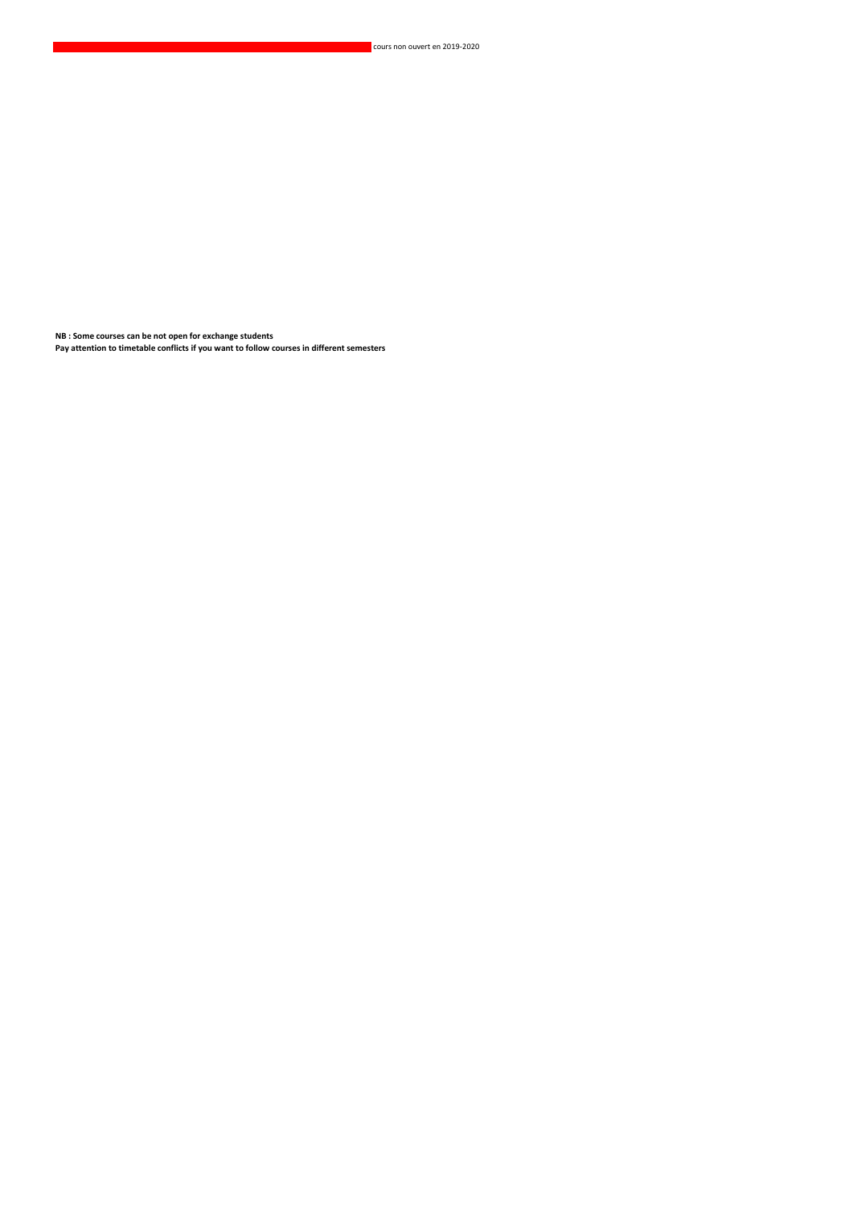cours non ouvert en 2019-2020

**NB : Some courses can be not open for exchange students**
**Pay attention to timetable conflicts if you want to follow courses in different semesters**